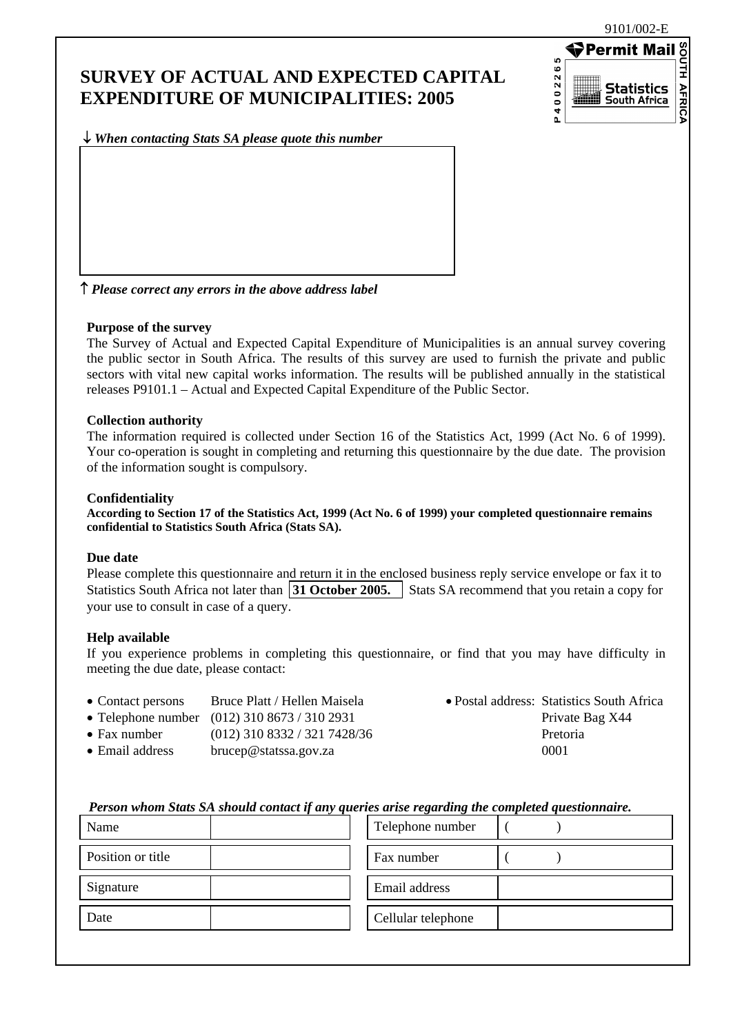9101/002-E

Permit Mail
P 4 0 0 2 2 6 5
Statistics South Africa
SOUTH AFRICA

# SURVEY OF ACTUAL AND EXPECTED CAPITAL EXPENDITURE OF MUNICIPALITIES: 2005

↓ ***When contacting Stats SA please quote this number***

↑ ***Please correct any errors in the above address label***

**Purpose of the survey**

The Survey of Actual and Expected Capital Expenditure of Municipalities is an annual survey covering the public sector in South Africa. The results of this survey are used to furnish the private and public sectors with vital new capital works information. The results will be published annually in the statistical releases P9101.1 – Actual and Expected Capital Expenditure of the Public Sector.

**Collection authority**

The information required is collected under Section 16 of the Statistics Act, 1999 (Act No. 6 of 1999). Your co-operation is sought in completing and returning this questionnaire by the due date. The provision of the information sought is compulsory.

**Confidentiality**

**According to Section 17 of the Statistics Act, 1999 (Act No. 6 of 1999) your completed questionnaire remains confidential to Statistics South Africa (Stats SA).**

**Due date**

Please complete this questionnaire and return it in the enclosed business reply service envelope or fax it to Statistics South Africa not later than **31 October 2005.** Stats SA recommend that you retain a copy for your use to consult in case of a query.

**Help available**

If you experience problems in completing this questionnaire, or find that you may have difficulty in meeting the due date, please contact:

- Contact persons Bruce Platt / Hellen Maisela
- Telephone number (012) 310 8673 / 310 2931
- Fax number (012) 310 8332 / 321 7428/36
- Email address brucep@statssa.gov.za

- Postal address: Statistics South Africa
  Private Bag X44
  Pretoria
  0001

***Person whom Stats SA should contact if any queries arise regarding the completed questionnaire.***

| | | | |
|---|---|---|---|
| Name | | Telephone number | (    ) |
| Position or title | | Fax number | (    ) |
| Signature | | Email address | |
| Date | | Cellular telephone | |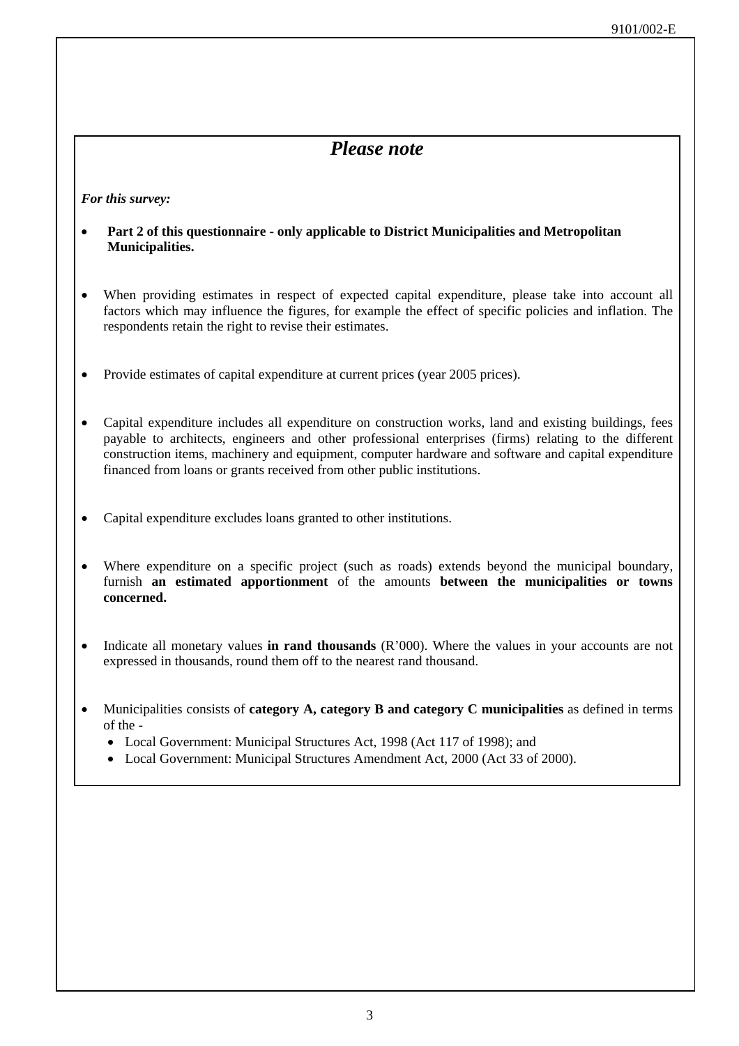## *Please note*

***For this survey:***

- **Part 2 of this questionnaire - only applicable to District Municipalities and Metropolitan Municipalities.**

- When providing estimates in respect of expected capital expenditure, please take into account all factors which may influence the figures, for example the effect of specific policies and inflation. The respondents retain the right to revise their estimates.

- Provide estimates of capital expenditure at current prices (year 2005 prices).

- Capital expenditure includes all expenditure on construction works, land and existing buildings, fees payable to architects, engineers and other professional enterprises (firms) relating to the different construction items, machinery and equipment, computer hardware and software and capital expenditure financed from loans or grants received from other public institutions.

- Capital expenditure excludes loans granted to other institutions.

- Where expenditure on a specific project (such as roads) extends beyond the municipal boundary, furnish **an estimated apportionment** of the amounts **between the municipalities or towns concerned.**

- Indicate all monetary values **in rand thousands** (R'000). Where the values in your accounts are not expressed in thousands, round them off to the nearest rand thousand.

- Municipalities consists of **category A, category B and category C municipalities** as defined in terms of the -
  - Local Government: Municipal Structures Act, 1998 (Act 117 of 1998); and
  - Local Government: Municipal Structures Amendment Act, 2000 (Act 33 of 2000).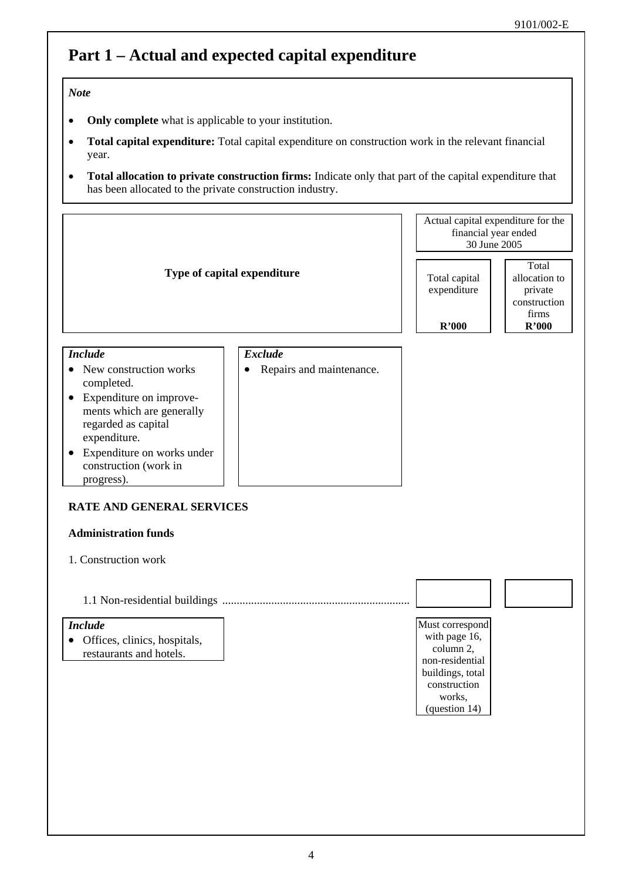# Part 1 – Actual and expected capital expenditure

> *Note*
>
> - **Only complete** what is applicable to your institution.
> - **Total capital expenditure:** Total capital expenditure on construction work in the relevant financial year.
> - **Total allocation to private construction firms:** Indicate only that part of the capital expenditure that has been allocated to the private construction industry.

| Type of capital expenditure | Actual capital expenditure for the financial year ended 30 June 2005 | |
|---|---|---|
| | Total capital expenditure<br>**R'000** | Total allocation to private construction firms<br>**R'000** |

*Include*
- New construction works completed.
- Expenditure on improvements which are generally regarded as capital expenditure.
- Expenditure on works under construction (work in progress).

*Exclude*
- Repairs and maintenance.

**RATE AND GENERAL SERVICES**

**Administration funds**

1. Construction work

| | Total capital expenditure R'000 | Total allocation to private construction firms R'000 |
|---|---|---|
| 1.1 Non-residential buildings ................................................................ | | |

*Include*
- Offices, clinics, hospitals, restaurants and hotels.

Must correspond with page 16, column 2, non-residential buildings, total construction works, (question 14)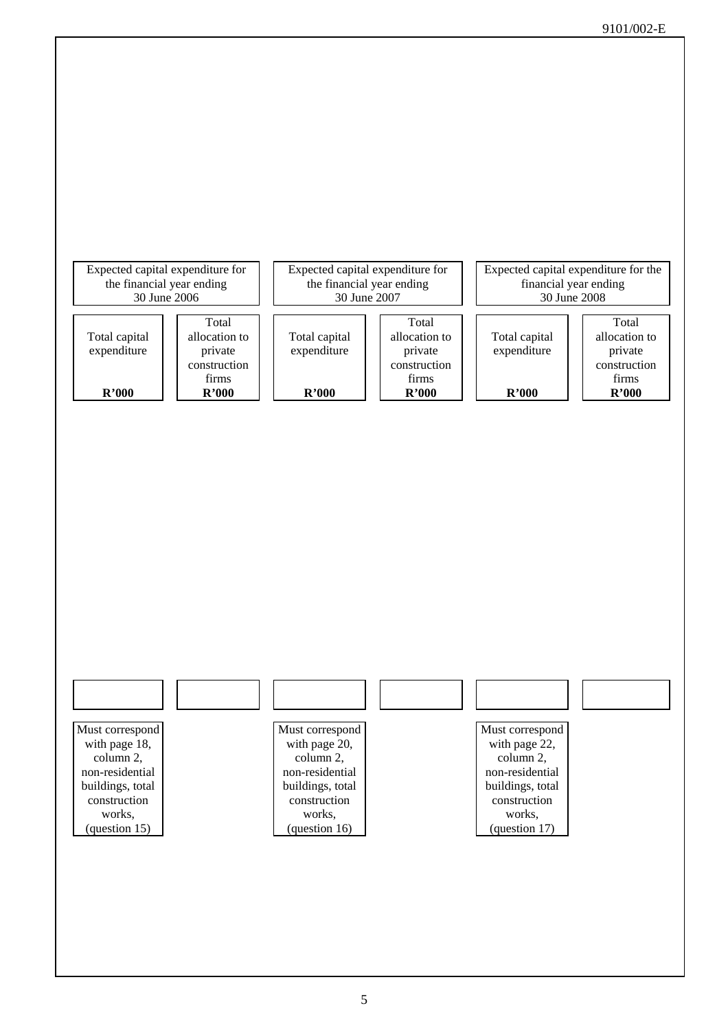| Expected capital expenditure for the financial year ending 30 June 2006 | | Expected capital expenditure for the financial year ending 30 June 2007 | | Expected capital expenditure for the financial year ending 30 June 2008 | |
|---|---|---|---|---|---|
| Total capital expenditure **R'000** | Total allocation to private construction firms **R'000** | Total capital expenditure **R'000** | Total allocation to private construction firms **R'000** | Total capital expenditure **R'000** | Total allocation to private construction firms **R'000** |
| | | | | | |
| Must correspond with page 18, column 2, non-residential buildings, total construction works, (question 15) | | Must correspond with page 20, column 2, non-residential buildings, total construction works, (question 16) | | Must correspond with page 22, column 2, non-residential buildings, total construction works, (question 17) | |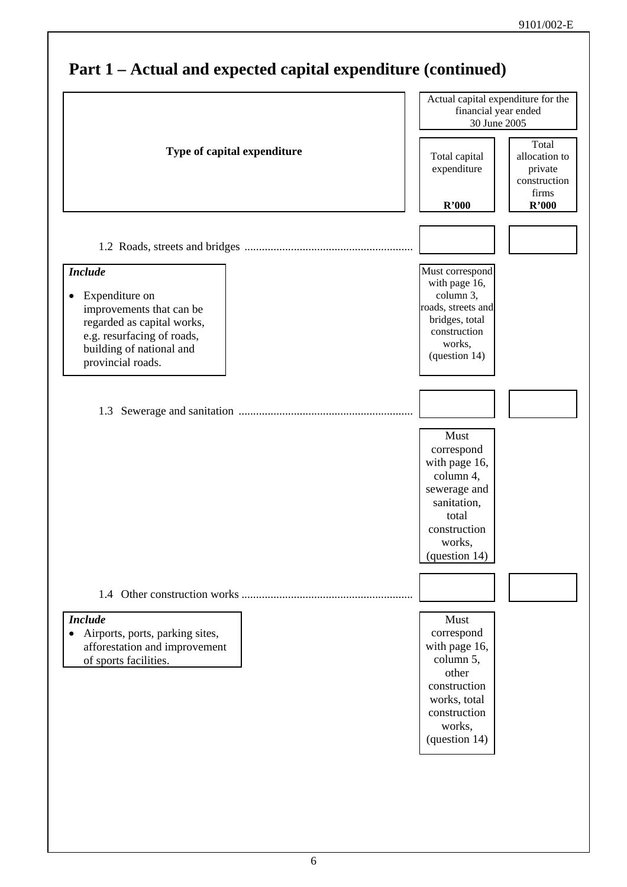## Part 1 – Actual and expected capital expenditure (continued)

| Type of capital expenditure | Actual capital expenditure for the financial year ended 30 June 2005 | |
|---|---|---|
| | Total capital expenditure R'000 | Total allocation to private construction firms R'000 |
| 1.2 Roads, streets and bridges | | |
| | Must correspond with page 16, column 3, roads, streets and bridges, total construction works, (question 14) | |
| 1.3 Sewerage and sanitation | | |
| | Must correspond with page 16, column 4, sewerage and sanitation, total construction works, (question 14) | |
| 1.4 Other construction works | | |
| | Must correspond with page 16, column 5, other construction works, total construction works, (question 14) | |

***Include*** (1.2 Roads, streets and bridges)

- Expenditure on improvements that can be regarded as capital works, e.g. resurfacing of roads, building of national and provincial roads.

***Include*** (1.4 Other construction works)

- Airports, ports, parking sites, afforestation and improvement of sports facilities.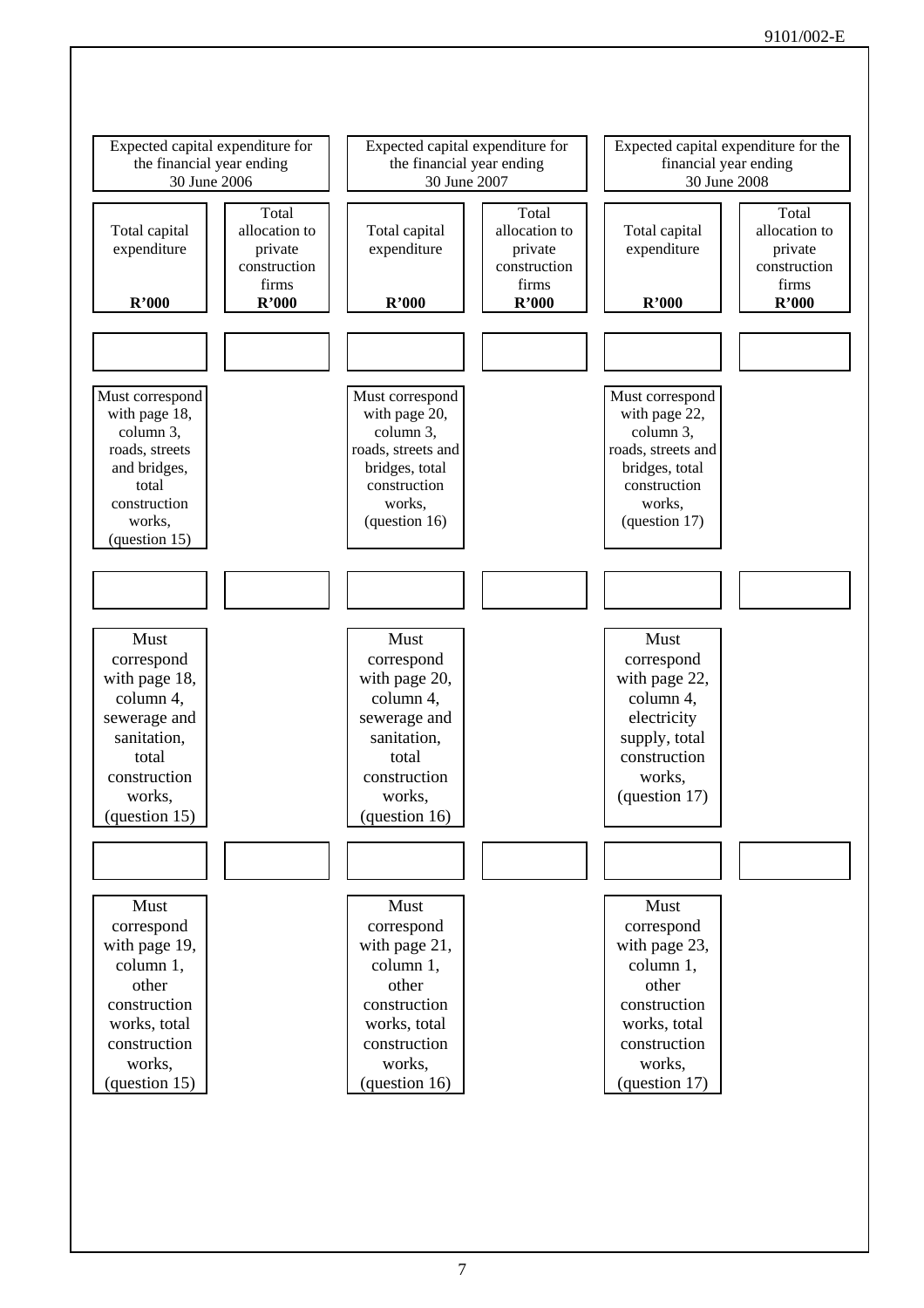| Expected capital expenditure for the financial year ending 30 June 2006 | | Expected capital expenditure for the financial year ending 30 June 2007 | | Expected capital expenditure for the financial year ending 30 June 2008 | |
|---|---|---|---|---|---|
| Total capital expenditure **R'000** | Total allocation to private construction firms **R'000** | Total capital expenditure **R'000** | Total allocation to private construction firms **R'000** | Total capital expenditure **R'000** | Total allocation to private construction firms **R'000** |
| | | | | | |
| Must correspond with page 18, column 3, roads, streets and bridges, total construction works, (question 15) | | Must correspond with page 20, column 3, roads, streets and bridges, total construction works, (question 16) | | Must correspond with page 22, column 3, roads, streets and bridges, total construction works, (question 17) | |
| | | | | | |
| Must correspond with page 18, column 4, sewerage and sanitation, total construction works, (question 15) | | Must correspond with page 20, column 4, sewerage and sanitation, total construction works, (question 16) | | Must correspond with page 22, column 4, electricity supply, total construction works, (question 17) | |
| | | | | | |
| Must correspond with page 19, column 1, other construction works, total construction works, (question 15) | | Must correspond with page 21, column 1, other construction works, total construction works, (question 16) | | Must correspond with page 23, column 1, other construction works, total construction works, (question 17) | |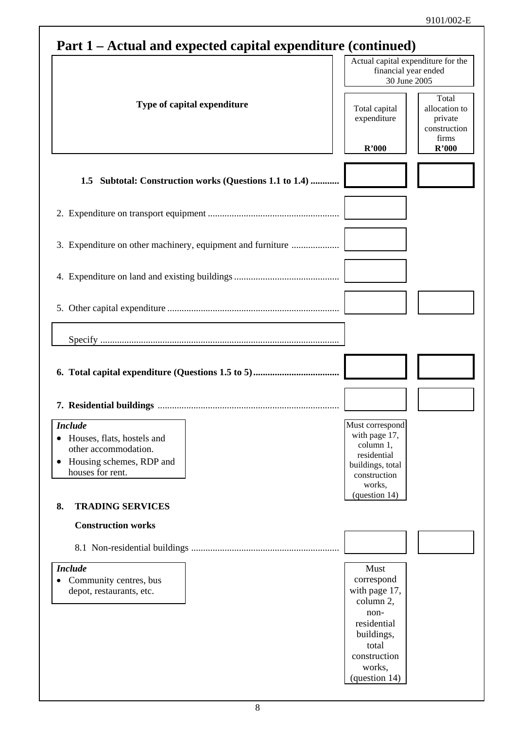## Part 1 – Actual and expected capital expenditure (continued)

| Type of capital expenditure | Actual capital expenditure for the financial year ended 30 June 2005 | |
|---|---|---|
| | Total capital expenditure R'000 | Total allocation to private construction firms R'000 |
| **1.5 Subtotal: Construction works (Questions 1.1 to 1.4)** ............ | | |
| 2. Expenditure on transport equipment ............ | | |
| 3. Expenditure on other machinery, equipment and furniture ............ | | |
| 4. Expenditure on land and existing buildings ............ | | |
| 5. Other capital expenditure ............ | | |
| Specify ............ | | |
| **6. Total capital expenditure (Questions 1.5 to 5)** ............ | | |
| **7. Residential buildings** ............ | | |

*Include*
- Houses, flats, hostels and other accommodation.
- Housing schemes, RDP and houses for rent.

Must correspond with page 17, column 1, residential buildings, total construction works, (question 14)

**8. TRADING SERVICES**

**Construction works**

| | Total capital expenditure R'000 | Total allocation to private construction firms R'000 |
|---|---|---|
| 8.1 Non-residential buildings ............ | | |

*Include*
- Community centres, bus depot, restaurants, etc.

Must correspond with page 17, column 2, non-residential buildings, total construction works, (question 14)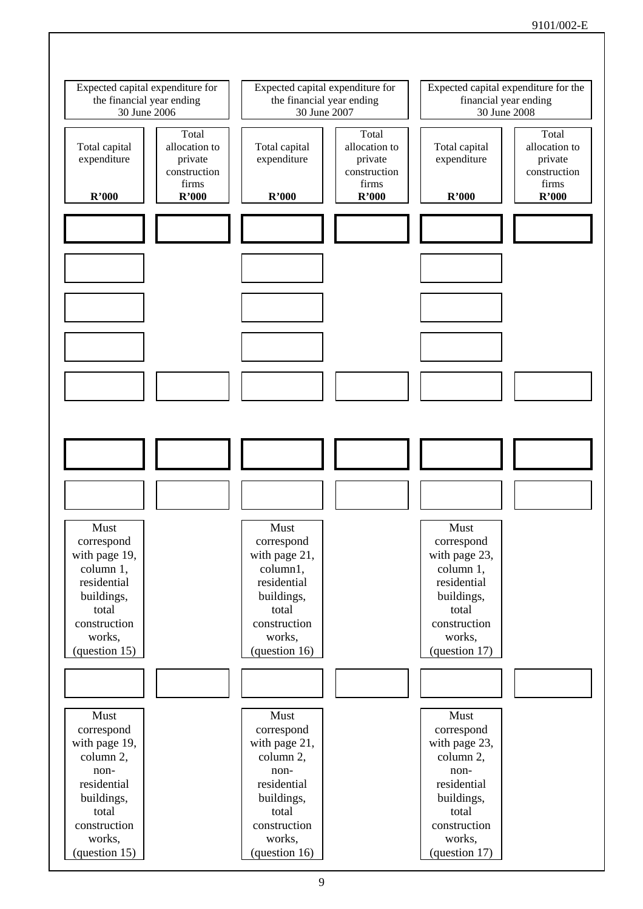| Expected capital expenditure for the financial year ending 30 June 2006 | | Expected capital expenditure for the financial year ending 30 June 2007 | | Expected capital expenditure for the financial year ending 30 June 2008 | |
|---|---|---|---|---|---|
| Total capital expenditure **R'000** | Total allocation to private construction firms **R'000** | Total capital expenditure **R'000** | Total allocation to private construction firms **R'000** | Total capital expenditure **R'000** | Total allocation to private construction firms **R'000** |
| | | | | | |
| | | | | | |
| | | | | | |
| | | | | | |
| | | | | | |
| | | | | | |
| | | | | | |
| Must correspond with page 19, column 1, residential buildings, total construction works, (question 15) | | Must correspond with page 21, column1, residential buildings, total construction works, (question 16) | | Must correspond with page 23, column 1, residential buildings, total construction works, (question 17) | |
| | | | | | |
| Must correspond with page 19, column 2, non-residential buildings, total construction works, (question 15) | | Must correspond with page 21, column 2, non-residential buildings, total construction works, (question 16) | | Must correspond with page 23, column 2, non-residential buildings, total construction works, (question 17) | |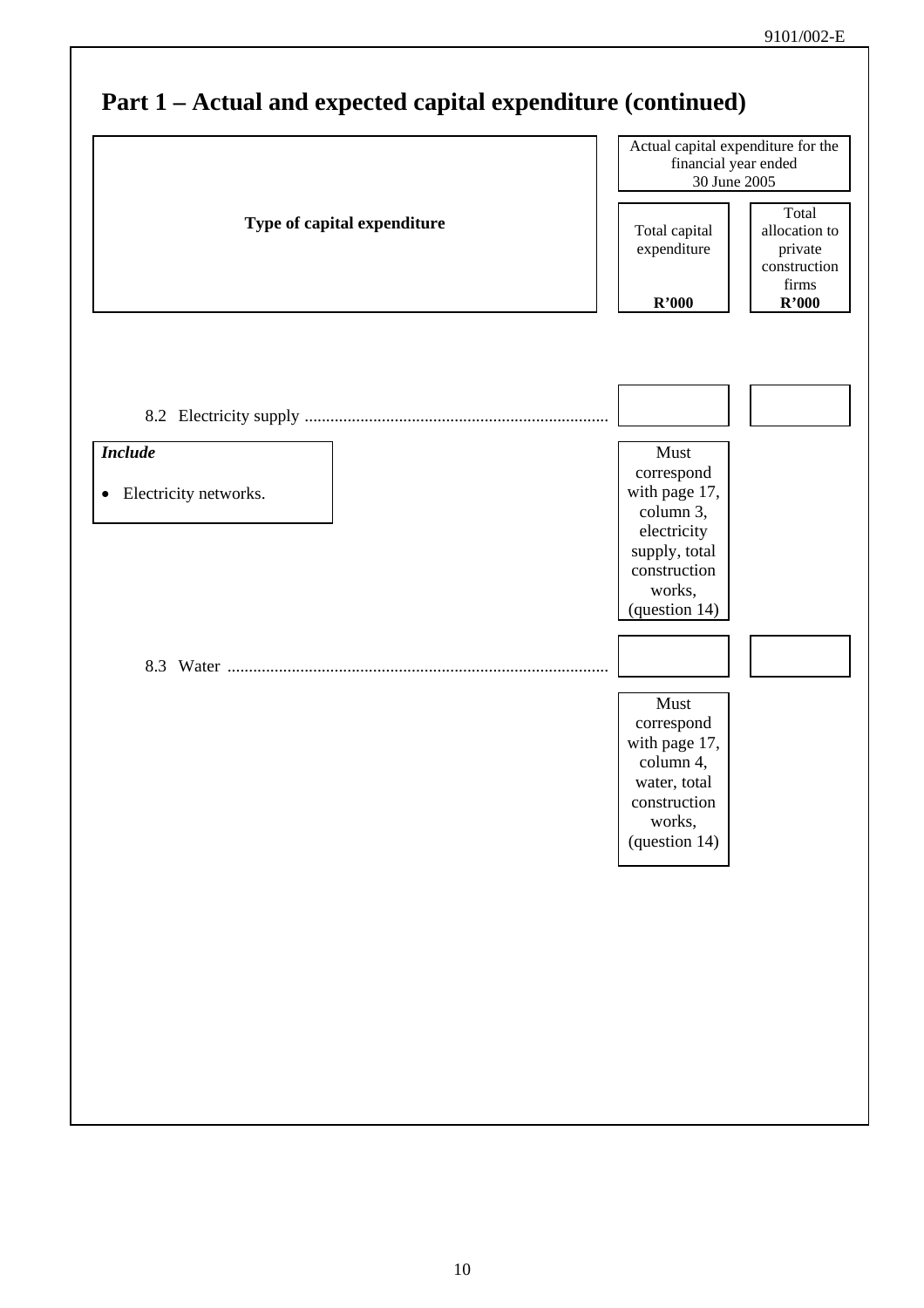# Part 1 – Actual and expected capital expenditure (continued)

| Type of capital expenditure | Actual capital expenditure for the financial year ended 30 June 2005 | |
|---|---|---|
| | Total capital expenditure<br>**R'000** | Total allocation to private construction firms<br>**R'000** |
| 8.2 Electricity supply ....................................................................... | | |
| | Must correspond with page 17, column 3, electricity supply, total construction works, (question 14) | |
| 8.3 Water ......................................................................................... | | |
| | Must correspond with page 17, column 4, water, total construction works, (question 14) | |

***Include***

- Electricity networks.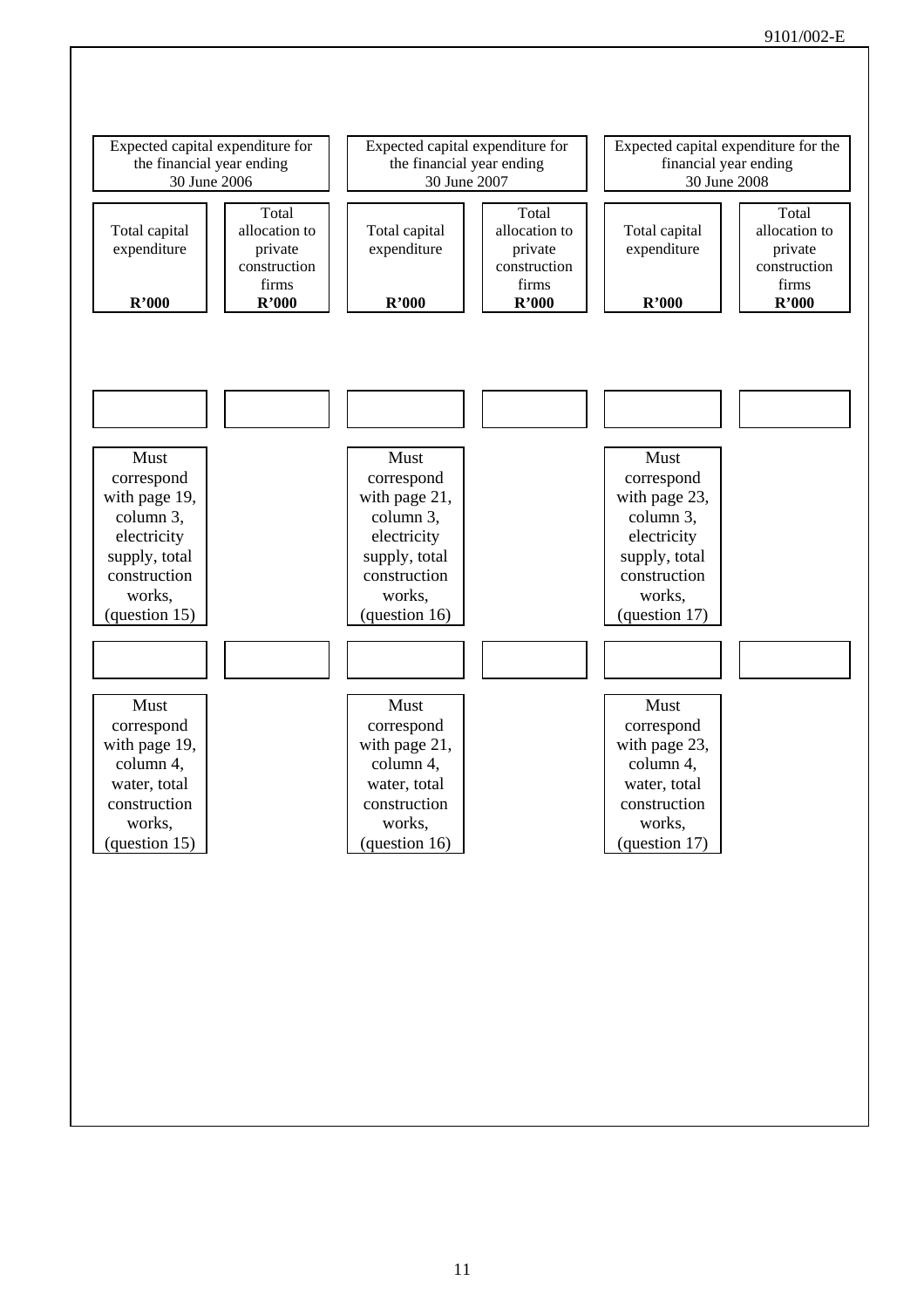| Expected capital expenditure for the financial year ending 30 June 2006 | | Expected capital expenditure for the financial year ending 30 June 2007 | | Expected capital expenditure for the financial year ending 30 June 2008 | |
|---|---|---|---|---|---|
| Total capital expenditure **R'000** | Total allocation to private construction firms **R'000** | Total capital expenditure **R'000** | Total allocation to private construction firms **R'000** | Total capital expenditure **R'000** | Total allocation to private construction firms **R'000** |
| | | | | | |
| Must correspond with page 19, column 3, electricity supply, total construction works, (question 15) | | Must correspond with page 21, column 3, electricity supply, total construction works, (question 16) | | Must correspond with page 23, column 3, electricity supply, total construction works, (question 17) | |
| | | | | | |
| Must correspond with page 19, column 4, water, total construction works, (question 15) | | Must correspond with page 21, column 4, water, total construction works, (question 16) | | Must correspond with page 23, column 4, water, total construction works, (question 17) | |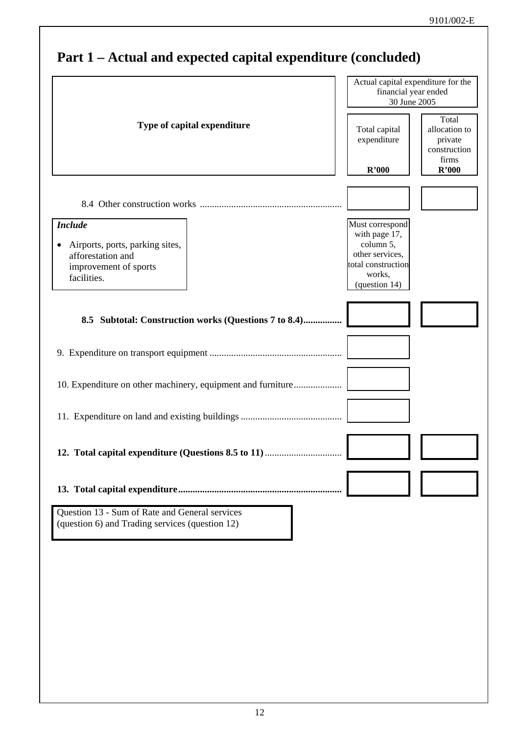# Part 1 – Actual and expected capital expenditure (concluded)

| Type of capital expenditure | Actual capital expenditure for the financial year ended 30 June 2005 | |
|---|---|---|
| | Total capital expenditure<br>R'000 | Total allocation to private construction firms<br>R'000 |
| 8.4 Other construction works | | |
| ***Include***<br>• Airports, ports, parking sites, afforestation and improvement of sports facilities. | Must correspond with page 17, column 5, other services, total construction works, (question 14) | |
| **8.5 Subtotal: Construction works (Questions 7 to 8.4)** | | |
| 9. Expenditure on transport equipment | | |
| 10. Expenditure on other machinery, equipment and furniture | | |
| 11. Expenditure on land and existing buildings | | |
| **12. Total capital expenditure (Questions 8.5 to 11)** | | |
| **13. Total capital expenditure** | | |

Question 13 - Sum of Rate and General services (question 6) and Trading services (question 12)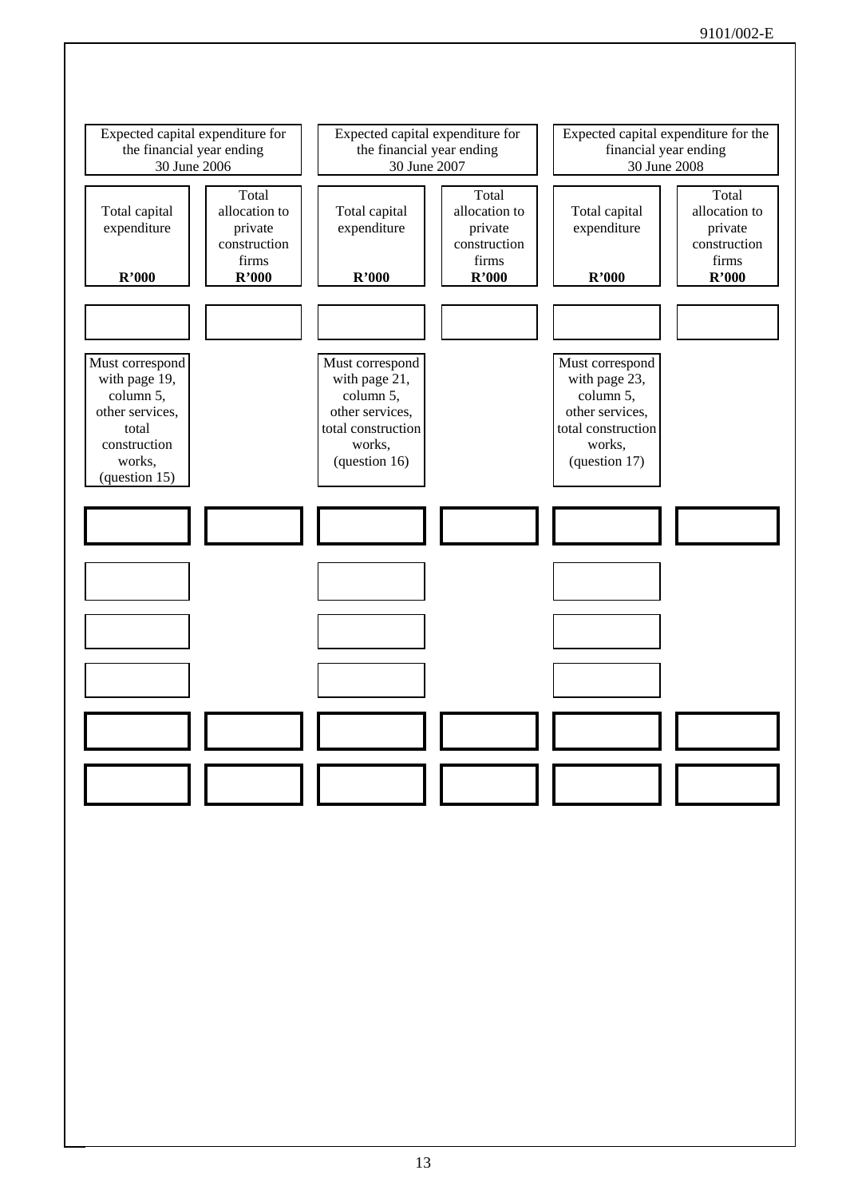| Expected capital expenditure for the financial year ending 30 June 2006 | | Expected capital expenditure for the financial year ending 30 June 2007 | | Expected capital expenditure for the financial year ending 30 June 2008 | |
|---|---|---|---|---|---|
| Total capital expenditure **R'000** | Total allocation to private construction firms **R'000** | Total capital expenditure **R'000** | Total allocation to private construction firms **R'000** | Total capital expenditure **R'000** | Total allocation to private construction firms **R'000** |
| | | | | | |
| Must correspond with page 19, column 5, other services, total construction works, (question 15) | | Must correspond with page 21, column 5, other services, total construction works, (question 16) | | Must correspond with page 23, column 5, other services, total construction works, (question 17) | |
| | | | | | |
| | | | | | |
| | | | | | |
| | | | | | |
| | | | | | |
| | | | | | |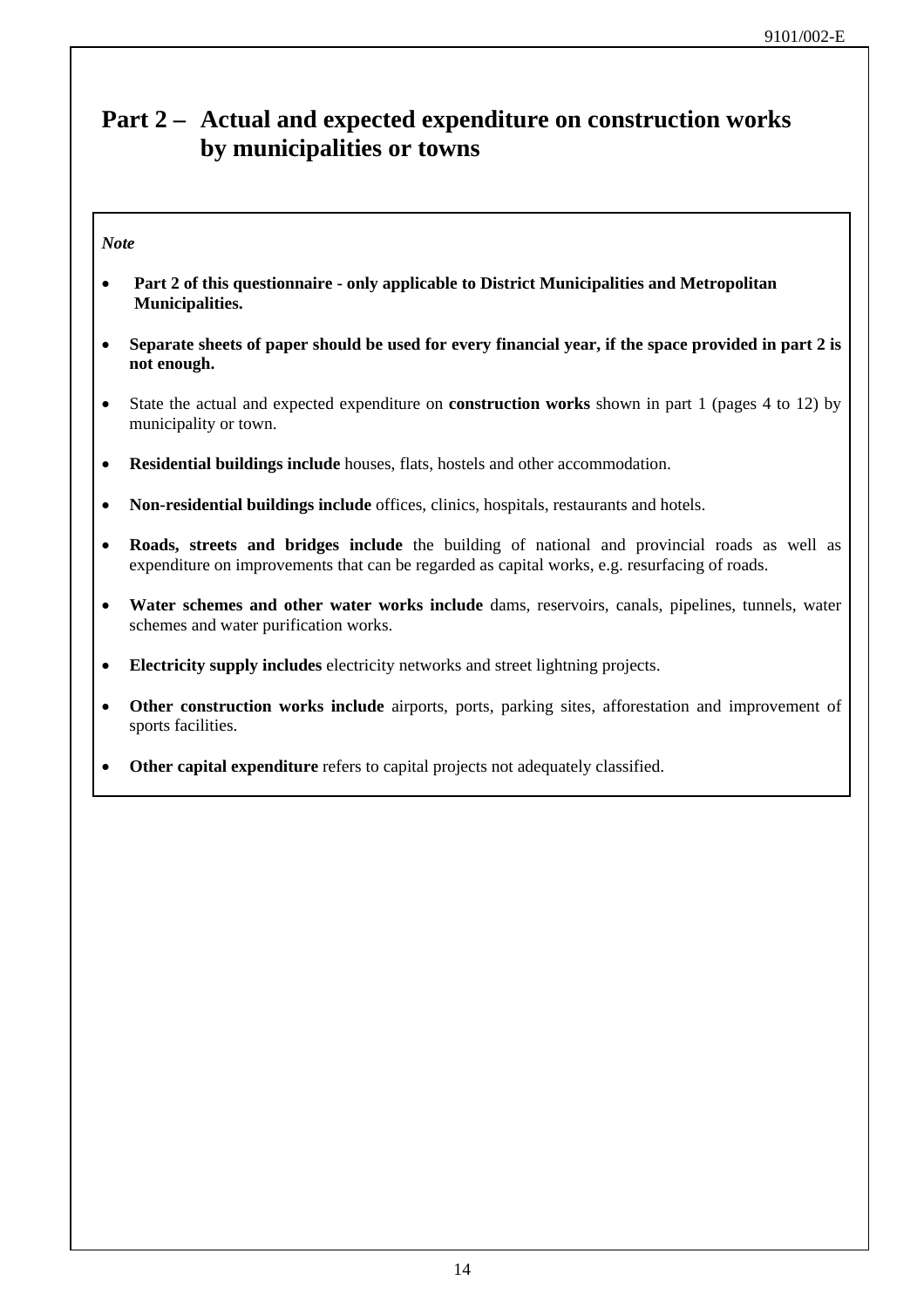# Part 2 – Actual and expected expenditure on construction works by municipalities or towns

*Note*

- **Part 2 of this questionnaire - only applicable to District Municipalities and Metropolitan Municipalities.**
- **Separate sheets of paper should be used for every financial year, if the space provided in part 2 is not enough.**
- State the actual and expected expenditure on **construction works** shown in part 1 (pages 4 to 12) by municipality or town.
- **Residential buildings include** houses, flats, hostels and other accommodation.
- **Non-residential buildings include** offices, clinics, hospitals, restaurants and hotels.
- **Roads, streets and bridges include** the building of national and provincial roads as well as expenditure on improvements that can be regarded as capital works, e.g. resurfacing of roads.
- **Water schemes and other water works include** dams, reservoirs, canals, pipelines, tunnels, water schemes and water purification works.
- **Electricity supply includes** electricity networks and street lightning projects.
- **Other construction works include** airports, ports, parking sites, afforestation and improvement of sports facilities.
- **Other capital expenditure** refers to capital projects not adequately classified.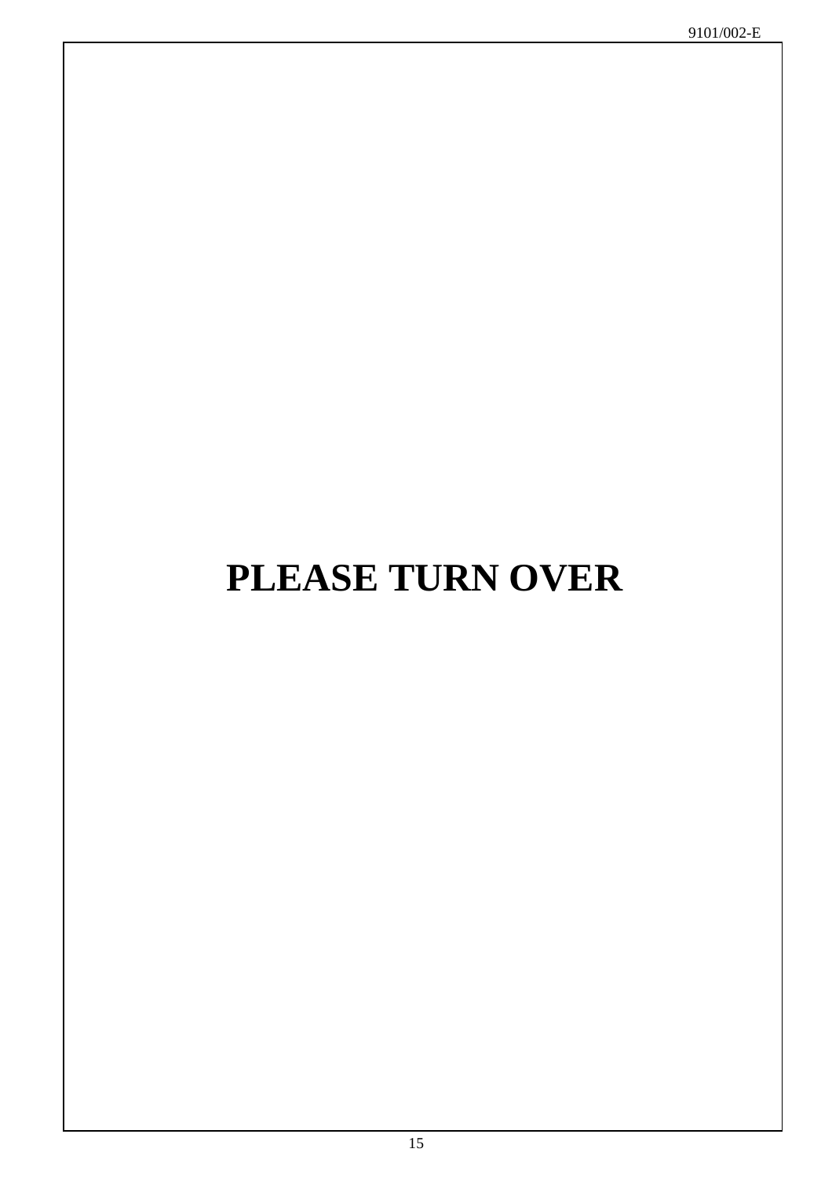**PLEASE TURN OVER**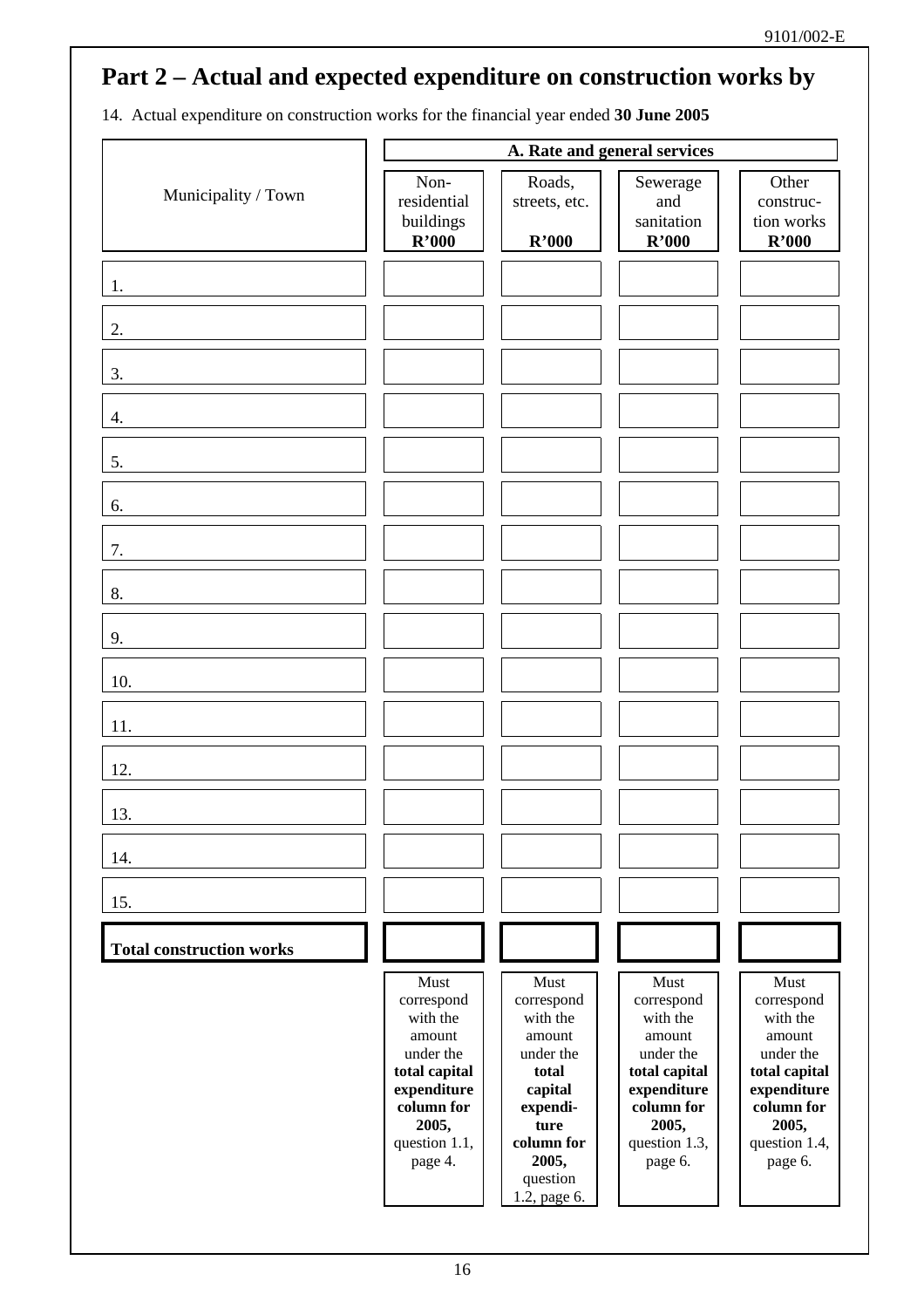## Part 2 – Actual and expected expenditure on construction works by

14. Actual expenditure on construction works for the financial year ended **30 June 2005**

| Municipality / Town | A. Rate and general services | | | |
|---|---|---|---|---|
| | Non-residential buildings **R'000** | Roads, streets, etc. **R'000** | Sewerage and sanitation **R'000** | Other construction works **R'000** |
| 1. | | | | |
| 2. | | | | |
| 3. | | | | |
| 4. | | | | |
| 5. | | | | |
| 6. | | | | |
| 7. | | | | |
| 8. | | | | |
| 9. | | | | |
| 10. | | | | |
| 11. | | | | |
| 12. | | | | |
| 13. | | | | |
| 14. | | | | |
| 15. | | | | |
| **Total construction works** | | | | |
| | Must correspond with the amount under the **total capital expenditure column for 2005,** question 1.1, page 4. | Must correspond with the amount under the **total capital expenditure column for 2005,** question 1.2, page 6. | Must correspond with the amount under the **total capital expenditure column for 2005,** question 1.3, page 6. | Must correspond with the amount under the **total capital expenditure column for 2005,** question 1.4, page 6. |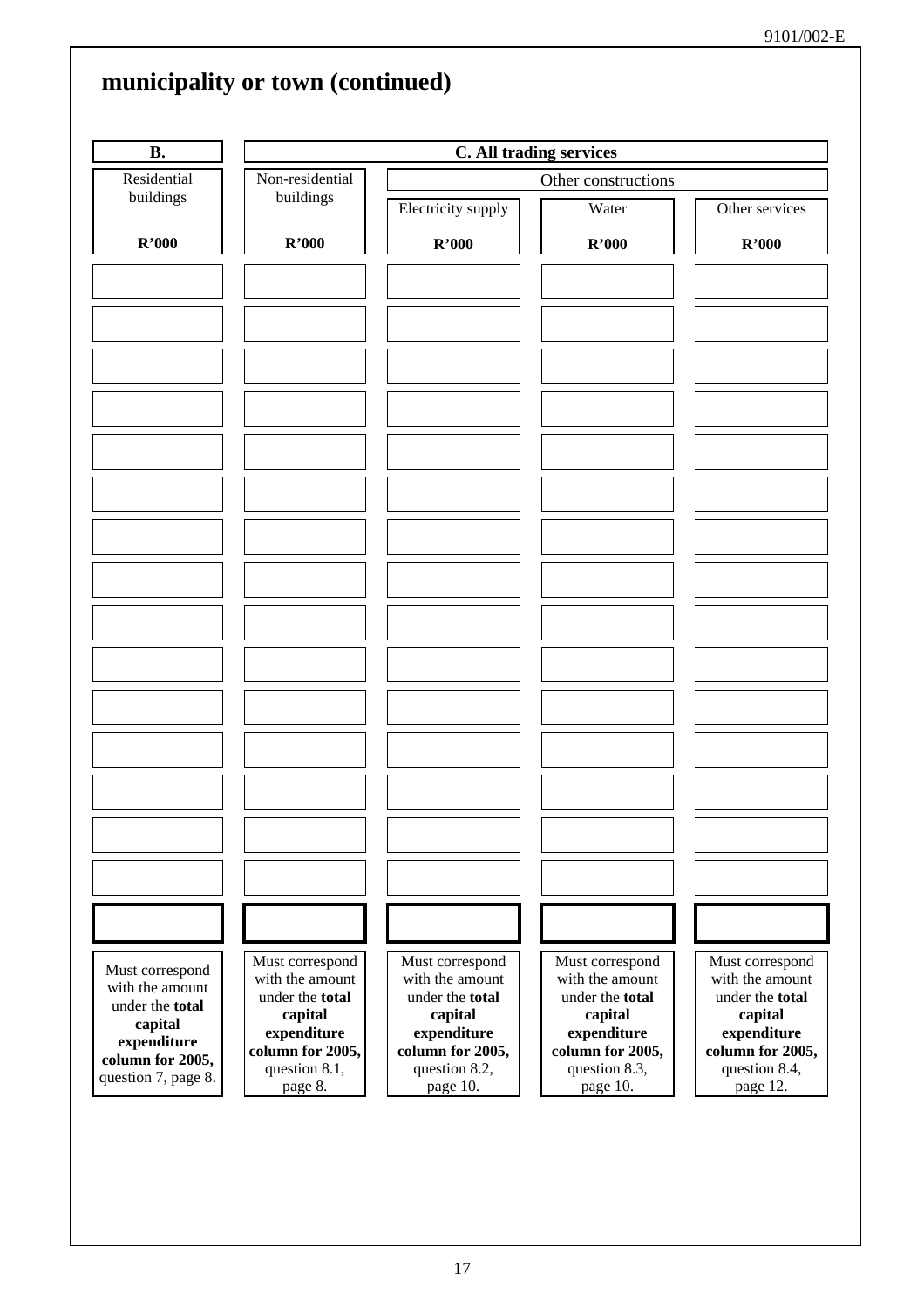## municipality or town (continued)

| B. | C. All trading services | | | |
|---|---|---|---|---|
| Residential buildings | Non-residential buildings | Other constructions | | |
| | | Electricity supply | Water | Other services |
| **R'000** | **R'000** | **R'000** | **R'000** | **R'000** |
| | | | | |
| | | | | |
| | | | | |
| | | | | |
| | | | | |
| | | | | |
| | | | | |
| | | | | |
| | | | | |
| | | | | |
| | | | | |
| | | | | |
| | | | | |
| | | | | |
| | | | | |
| | | | | |
| Must correspond with the amount under the **total capital expenditure column for 2005,** question 7, page 8. | Must correspond with the amount under the **total capital expenditure column for 2005,** question 8.1, page 8. | Must correspond with the amount under the **total capital expenditure column for 2005,** question 8.2, page 10. | Must correspond with the amount under the **total capital expenditure column for 2005,** question 8.3, page 10. | Must correspond with the amount under the **total capital expenditure column for 2005,** question 8.4, page 12. |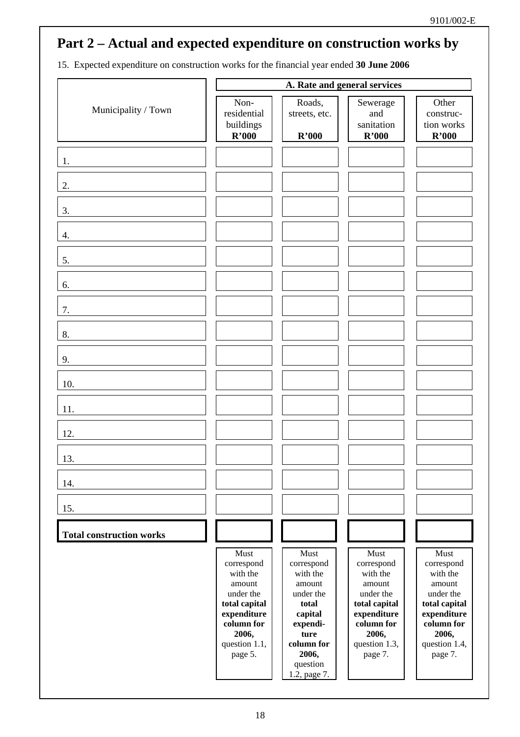# Part 2 – Actual and expected expenditure on construction works by

15. Expected expenditure on construction works for the financial year ended **30 June 2006**

| Municipality / Town | A. Rate and general services | | | |
|---|---|---|---|---|
| | Non-residential buildings **R'000** | Roads, streets, etc. **R'000** | Sewerage and sanitation **R'000** | Other construction works **R'000** |
| 1. | | | | |
| 2. | | | | |
| 3. | | | | |
| 4. | | | | |
| 5. | | | | |
| 6. | | | | |
| 7. | | | | |
| 8. | | | | |
| 9. | | | | |
| 10. | | | | |
| 11. | | | | |
| 12. | | | | |
| 13. | | | | |
| 14. | | | | |
| 15. | | | | |
| **Total construction works** | | | | |
| | Must correspond with the amount under the **total capital expenditure column for 2006,** question 1.1, page 5. | Must correspond with the amount under the **total capital expenditure column for 2006,** question 1.2, page 7. | Must correspond with the amount under the **total capital expenditure column for 2006,** question 1.3, page 7. | Must correspond with the amount under the **total capital expenditure column for 2006,** question 1.4, page 7. |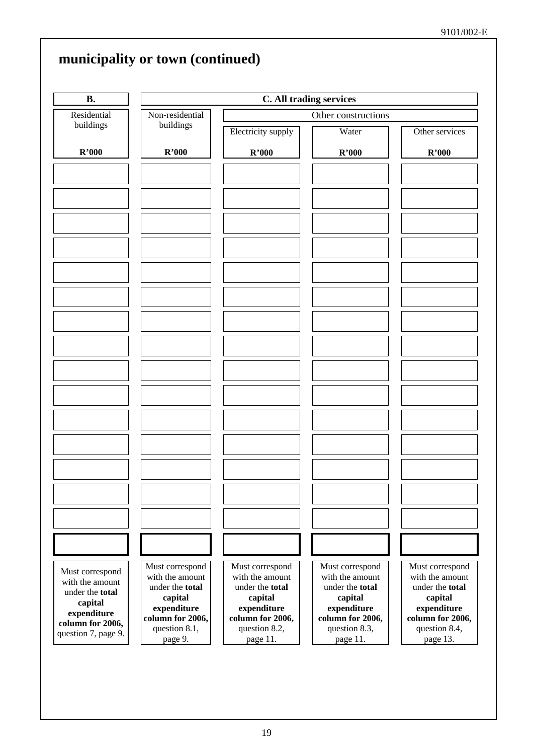## municipality or town (continued)

| B. | C. All trading services | | | |
|---|---|---|---|---|
| | | Other constructions | | |
| Residential buildings | Non-residential buildings | Electricity supply | Water | Other services |
| R'000 | R'000 | R'000 | R'000 | R'000 |
| | | | | |
| | | | | |
| | | | | |
| | | | | |
| | | | | |
| | | | | |
| | | | | |
| | | | | |
| | | | | |
| | | | | |
| | | | | |
| | | | | |
| | | | | |
| | | | | |
| | | | | |
| | | | | |
| Must correspond with the amount under the **total capital expenditure column for 2006,** question 7, page 9. | Must correspond with the amount under the **total capital expenditure column for 2006,** question 8.1, page 9. | Must correspond with the amount under the **total capital expenditure column for 2006,** question 8.2, page 11. | Must correspond with the amount under the **total capital expenditure column for 2006,** question 8.3, page 11. | Must correspond with the amount under the **total capital expenditure column for 2006,** question 8.4, page 13. |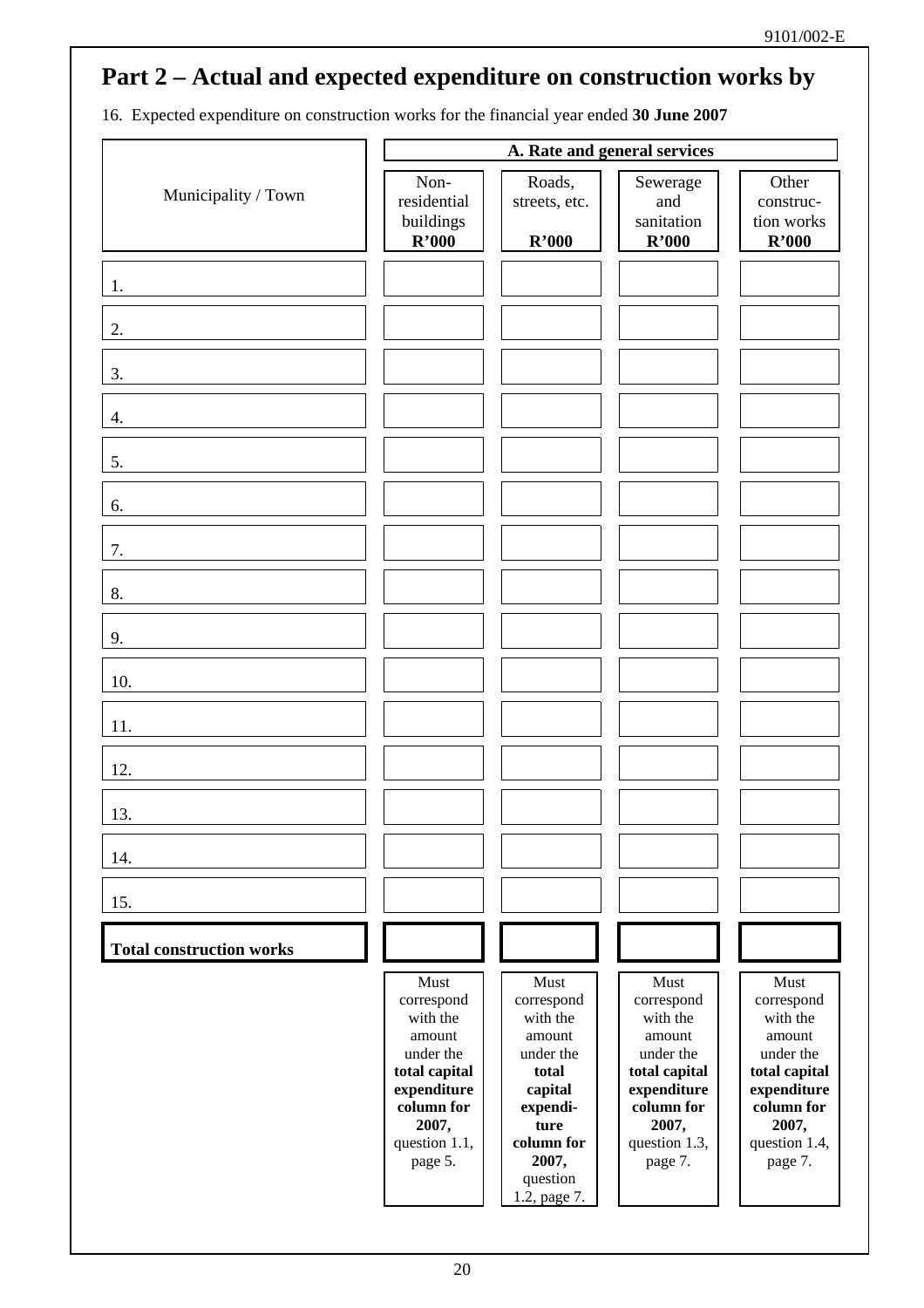# Part 2 – Actual and expected expenditure on construction works by

16. Expected expenditure on construction works for the financial year ended **30 June 2007**

| Municipality / Town | A. Rate and general services | | | |
|---|---|---|---|---|
| | Non-residential buildings **R'000** | Roads, streets, etc. **R'000** | Sewerage and sanitation **R'000** | Other construction works **R'000** |
| 1. | | | | |
| 2. | | | | |
| 3. | | | | |
| 4. | | | | |
| 5. | | | | |
| 6. | | | | |
| 7. | | | | |
| 8. | | | | |
| 9. | | | | |
| 10. | | | | |
| 11. | | | | |
| 12. | | | | |
| 13. | | | | |
| 14. | | | | |
| 15. | | | | |
| **Total construction works** | | | | |
| | Must correspond with the amount under the **total capital expenditure column for 2007,** question 1.1, page 5. | Must correspond with the amount under the **total capital expenditure column for 2007,** question 1.2, page 7. | Must correspond with the amount under the **total capital expenditure column for 2007,** question 1.3, page 7. | Must correspond with the amount under the **total capital expenditure column for 2007,** question 1.4, page 7. |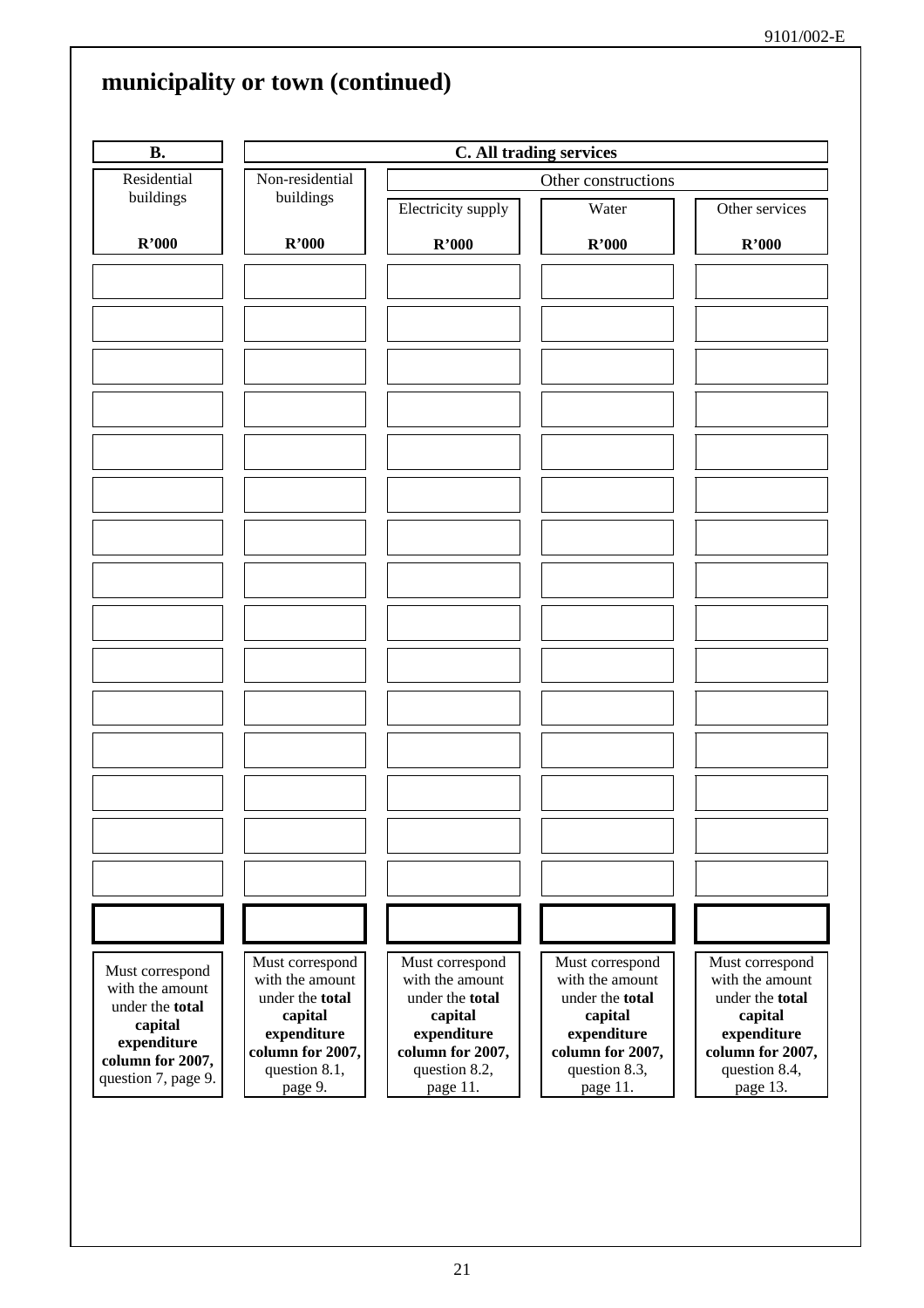## municipality or town (continued)

| B. | C. All trading services | | | |
|---|---|---|---|---|
| Residential buildings | Non-residential buildings | Other constructions | | |
| | | Electricity supply | Water | Other services |
| R'000 | R'000 | R'000 | R'000 | R'000 |
| | | | | |
| | | | | |
| | | | | |
| | | | | |
| | | | | |
| | | | | |
| | | | | |
| | | | | |
| | | | | |
| | | | | |
| | | | | |
| | | | | |
| | | | | |
| | | | | |
| | | | | |
| | | | | |
| Must correspond with the amount under the **total capital expenditure column for 2007,** question 7, page 9. | Must correspond with the amount under the **total capital expenditure column for 2007,** question 8.1, page 9. | Must correspond with the amount under the **total capital expenditure column for 2007,** question 8.2, page 11. | Must correspond with the amount under the **total capital expenditure column for 2007,** question 8.3, page 11. | Must correspond with the amount under the **total capital expenditure column for 2007,** question 8.4, page 13. |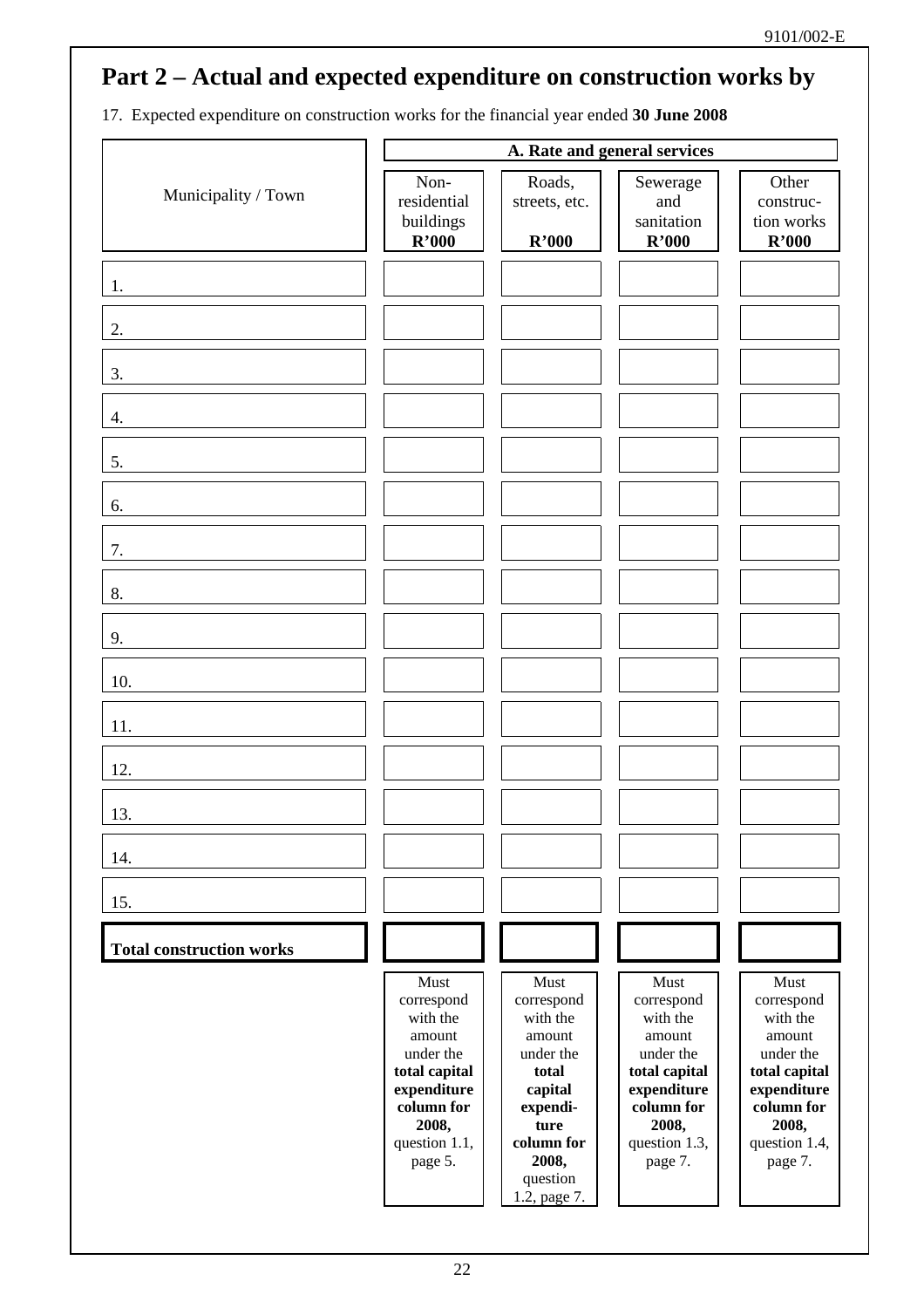# Part 2 – Actual and expected expenditure on construction works by

17. Expected expenditure on construction works for the financial year ended **30 June 2008**

| Municipality / Town | A. Rate and general services | | | |
|---|---|---|---|---|
| | Non-residential buildings **R'000** | Roads, streets, etc. **R'000** | Sewerage and sanitation **R'000** | Other construction works **R'000** |
| 1. | | | | |
| 2. | | | | |
| 3. | | | | |
| 4. | | | | |
| 5. | | | | |
| 6. | | | | |
| 7. | | | | |
| 8. | | | | |
| 9. | | | | |
| 10. | | | | |
| 11. | | | | |
| 12. | | | | |
| 13. | | | | |
| 14. | | | | |
| 15. | | | | |
| **Total construction works** | | | | |
| | Must correspond with the amount under the **total capital expenditure column for 2008,** question 1.1, page 5. | Must correspond with the amount under the **total capital expenditure column for 2008,** question 1.2, page 7. | Must correspond with the amount under the **total capital expenditure column for 2008,** question 1.3, page 7. | Must correspond with the amount under the **total capital expenditure column for 2008,** question 1.4, page 7. |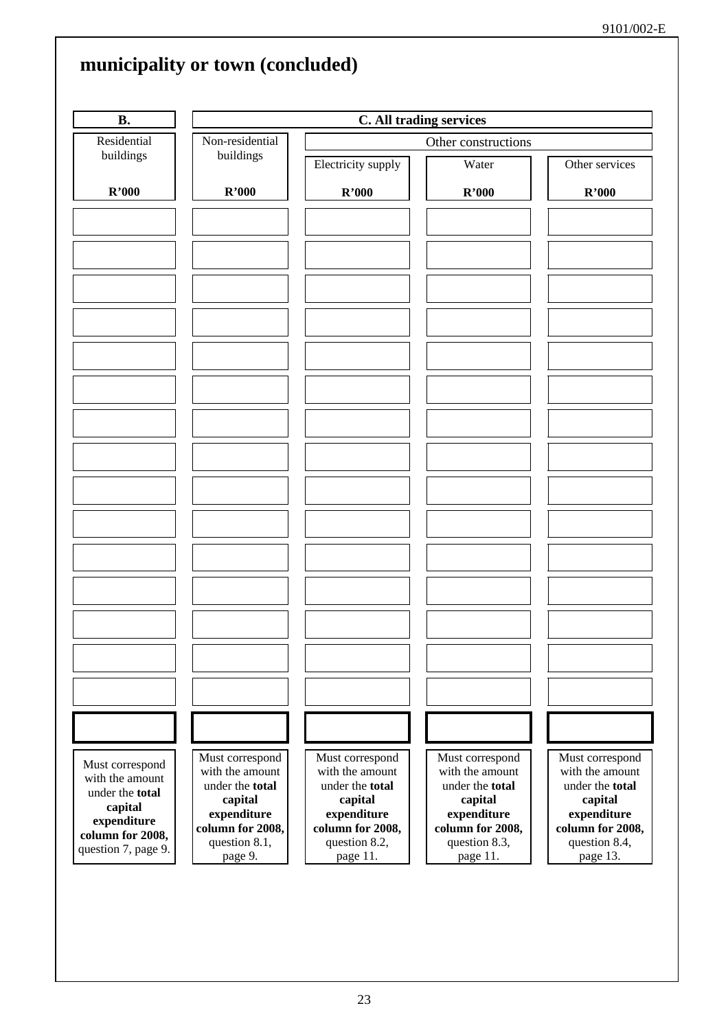## municipality or town (concluded)

| B. | C. All trading services | | | |
|---|---|---|---|---|
| Residential buildings | Non-residential buildings | Other constructions | | |
| | | Electricity supply | Water | Other services |
| R'000 | R'000 | R'000 | R'000 | R'000 |
| | | | | |
| | | | | |
| | | | | |
| | | | | |
| | | | | |
| | | | | |
| | | | | |
| | | | | |
| | | | | |
| | | | | |
| | | | | |
| | | | | |
| | | | | |
| | | | | |
| | | | | |
| | | | | |
| Must correspond with the amount under the **total capital expenditure column for 2008,** question 7, page 9. | Must correspond with the amount under the **total capital expenditure column for 2008,** question 8.1, page 9. | Must correspond with the amount under the **total capital expenditure column for 2008,** question 8.2, page 11. | Must correspond with the amount under the **total capital expenditure column for 2008,** question 8.3, page 11. | Must correspond with the amount under the **total capital expenditure column for 2008,** question 8.4, page 13. |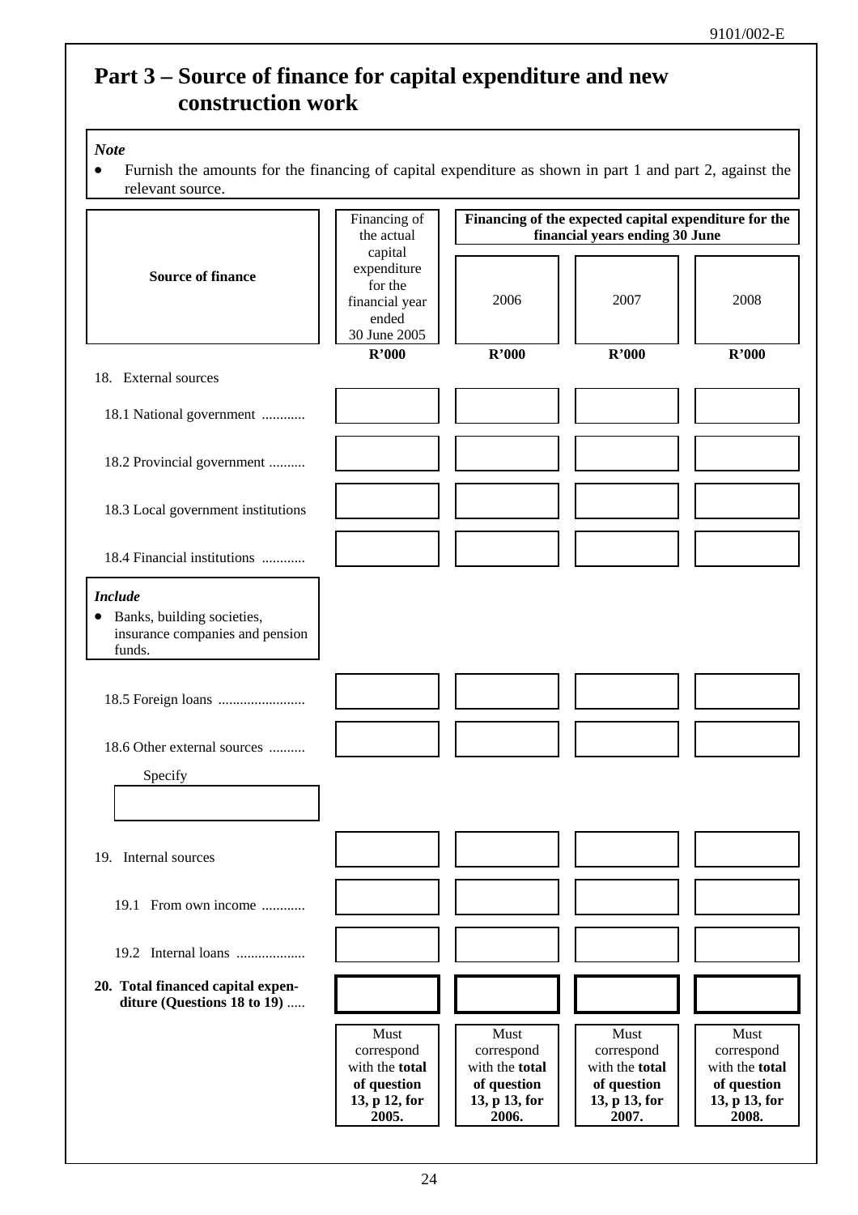# Part 3 – Source of finance for capital expenditure and new construction work

> ***Note***
> - Furnish the amounts for the financing of capital expenditure as shown in part 1 and part 2, against the relevant source.

| Source of finance | Financing of the actual capital expenditure for the financial year ended 30 June 2005 | Financing of the expected capital expenditure for the financial years ending 30 June | | |
|---|---|---|---|---|
| | | 2006 | 2007 | 2008 |
| | R'000 | R'000 | R'000 | R'000 |
| 18. External sources | | | | |
| 18.1 National government ............ | | | | |
| 18.2 Provincial government .......... | | | | |
| 18.3 Local government institutions | | | | |
| 18.4 Financial institutions ............ | | | | |
| ***Include*** • Banks, building societies, insurance companies and pension funds. | | | | |
| 18.5 Foreign loans ........................ | | | | |
| 18.6 Other external sources .......... Specify | | | | |
| 19. Internal sources | | | | |
| 19.1 From own income ............ | | | | |
| 19.2 Internal loans ................... | | | | |
| **20. Total financed capital expenditure (Questions 18 to 19)** ..... | | | | |
| | Must correspond with the **total of question 13, p 12, for 2005.** | Must correspond with the **total of question 13, p 13, for 2006.** | Must correspond with the **total of question 13, p 13, for 2007.** | Must correspond with the **total of question 13, p 13, for 2008.** |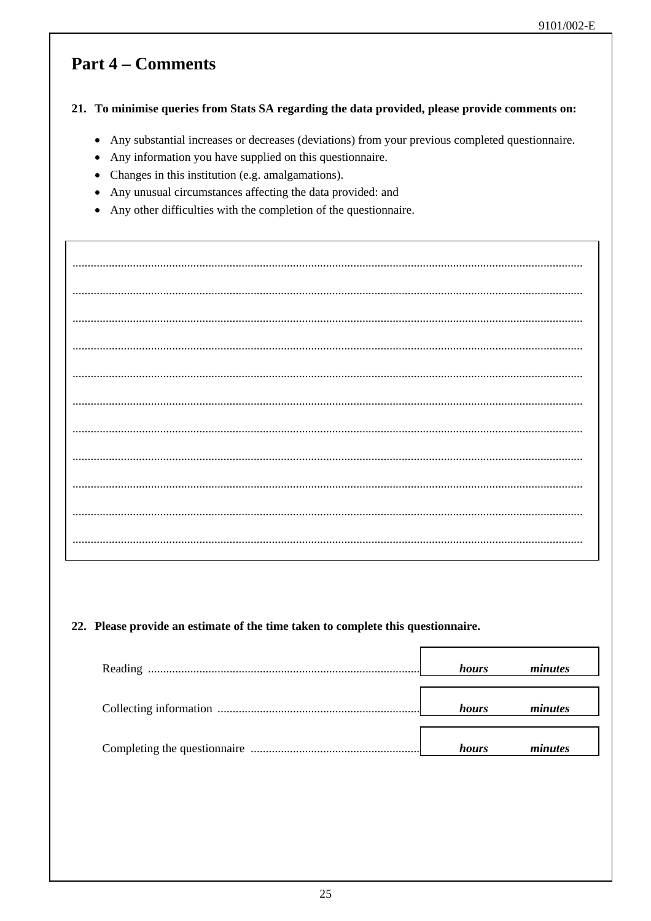## Part 4 – Comments

**21. To minimise queries from Stats SA regarding the data provided, please provide comments on:**

- Any substantial increases or decreases (deviations) from your previous completed questionnaire.
- Any information you have supplied on this questionnaire.
- Changes in this institution (e.g. amalgamations).
- Any unusual circumstances affecting the data provided: and
- Any other difficulties with the completion of the questionnaire.

.......................................................................................................................................................

.......................................................................................................................................................

.......................................................................................................................................................

.......................................................................................................................................................

.......................................................................................................................................................

.......................................................................................................................................................

.......................................................................................................................................................

.......................................................................................................................................................

.......................................................................................................................................................

.......................................................................................................................................................

.......................................................................................................................................................

**22. Please provide an estimate of the time taken to complete this questionnaire.**

| | | |
|---|---|---|
| Reading .......................................................................................... | ***hours*** | ***minutes*** |
| Collecting information .................................................................. | ***hours*** | ***minutes*** |
| Completing the questionnaire ....................................................... | ***hours*** | ***minutes*** |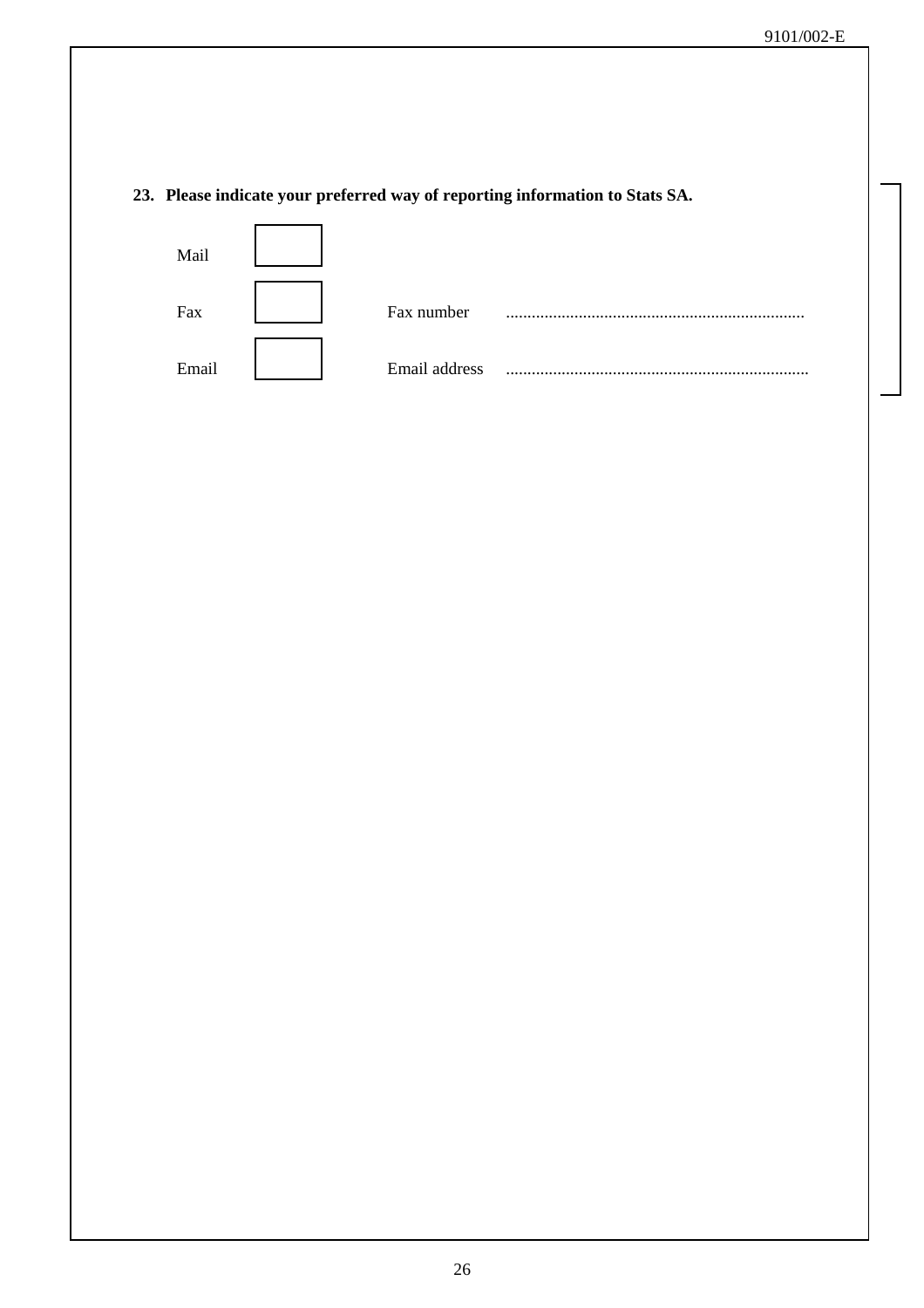**23. Please indicate your preferred way of reporting information to Stats SA.**

| | | | |
|---|---|---|---|
| Mail | ☐ | | |
| Fax | ☐ | Fax number | ...................................................................... |
| Email | ☐ | Email address | ....................................................................... |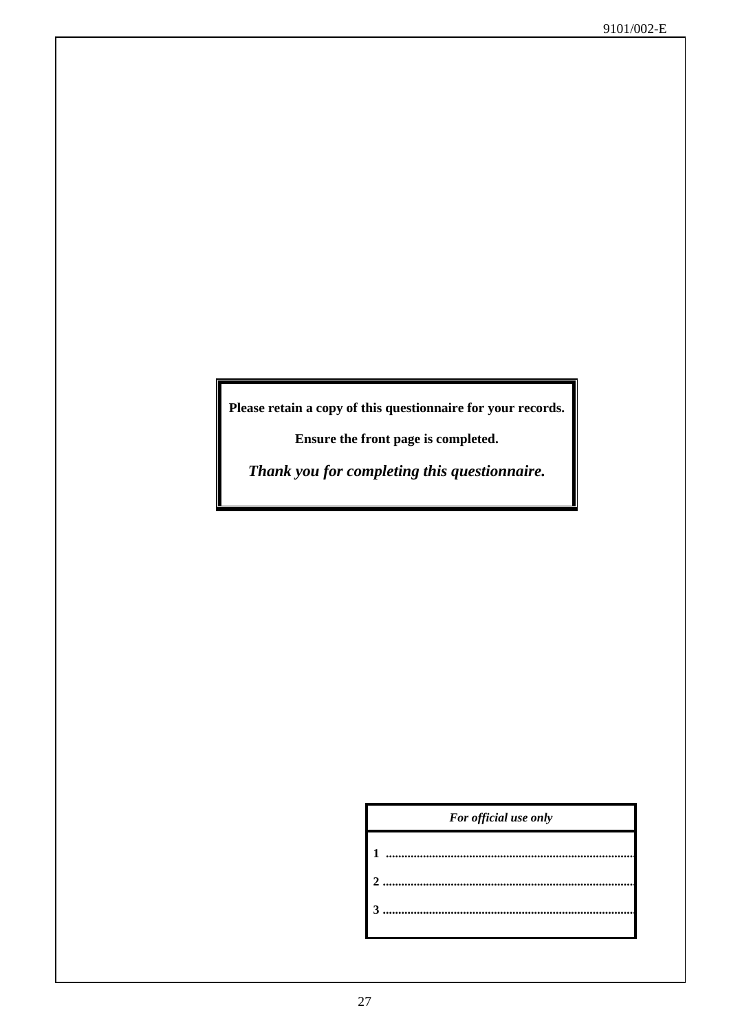**Please retain a copy of this questionnaire for your records.**

**Ensure the front page is completed.**

***Thank you for completing this questionnaire.***

| ***For official use only*** |
| --- |
| **1** ................................................................................ |
| **2** ................................................................................ |
| **3** ................................................................................ |